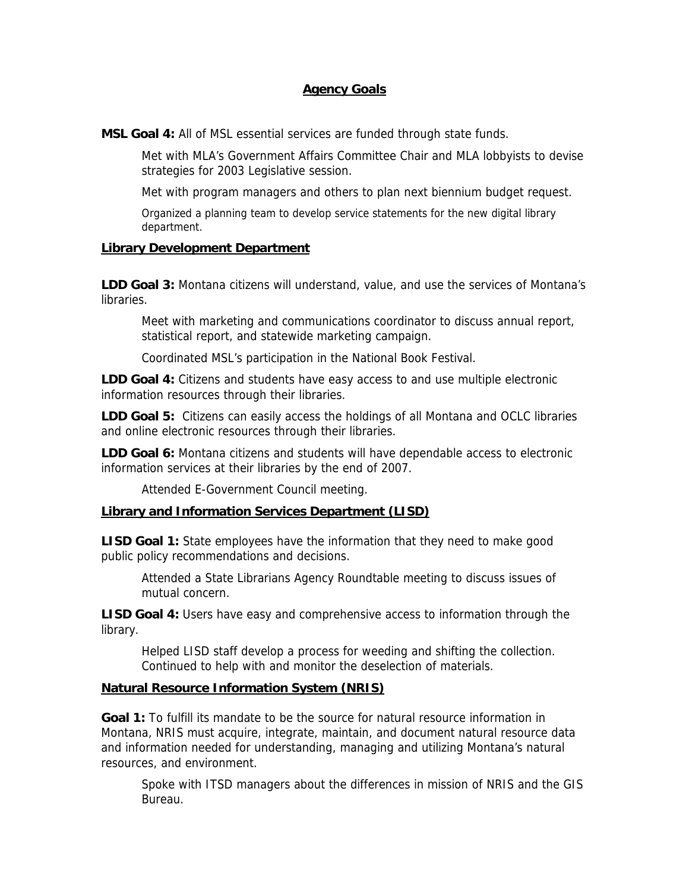## Agency Goals

**MSL Goal 4:** All of MSL essential services are funded through state funds.

Met with MLA's Government Affairs Committee Chair and MLA lobbyists to devise strategies for 2003 Legislative session.

Met with program managers and others to plan next biennium budget request.

Organized a planning team to develop service statements for the new digital library department.

### Library Development Department

**LDD Goal 3:** Montana citizens will understand, value, and use the services of Montana's libraries.

Meet with marketing and communications coordinator to discuss annual report, statistical report, and statewide marketing campaign.

Coordinated MSL's participation in the National Book Festival.

**LDD Goal 4:** Citizens and students have easy access to and use multiple electronic information resources through their libraries.

**LDD Goal 5:** Citizens can easily access the holdings of all Montana and OCLC libraries and online electronic resources through their libraries.

**LDD Goal 6:** Montana citizens and students will have dependable access to electronic information services at their libraries by the end of 2007.

Attended E-Government Council meeting.

### Library and Information Services Department (LISD)

**LISD Goal 1:** State employees have the information that they need to make good public policy recommendations and decisions.

Attended a State Librarians Agency Roundtable meeting to discuss issues of mutual concern.

**LISD Goal 4:** Users have easy and comprehensive access to information through the library.

Helped LISD staff develop a process for weeding and shifting the collection. Continued to help with and monitor the deselection of materials.

### Natural Resource Information System (NRIS)

**Goal 1:** To fulfill its mandate to be the source for natural resource information in Montana, NRIS must acquire, integrate, maintain, and document natural resource data and information needed for understanding, managing and utilizing Montana's natural resources, and environment.

Spoke with ITSD managers about the differences in mission of NRIS and the GIS Bureau.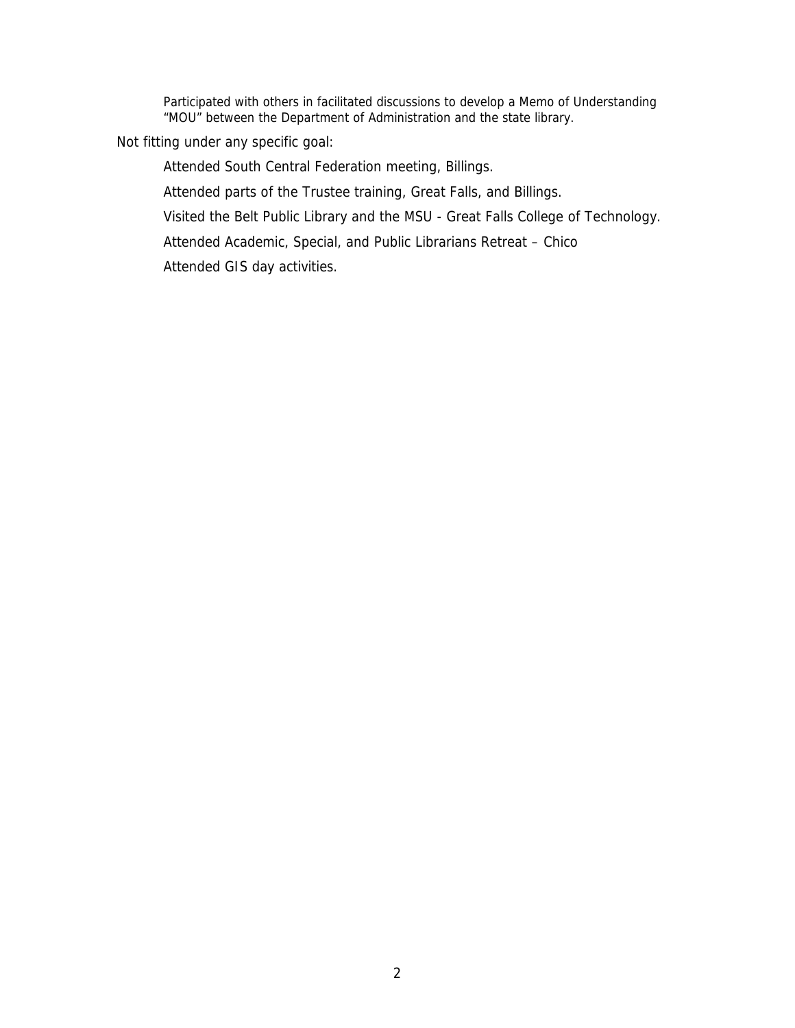Participated with others in facilitated discussions to develop a Memo of Understanding "MOU" between the Department of Administration and the state library.

Not fitting under any specific goal:

Attended South Central Federation meeting, Billings.

Attended parts of the Trustee training, Great Falls, and Billings.

Visited the Belt Public Library and the MSU - Great Falls College of Technology.

Attended Academic, Special, and Public Librarians Retreat – Chico

Attended GIS day activities.